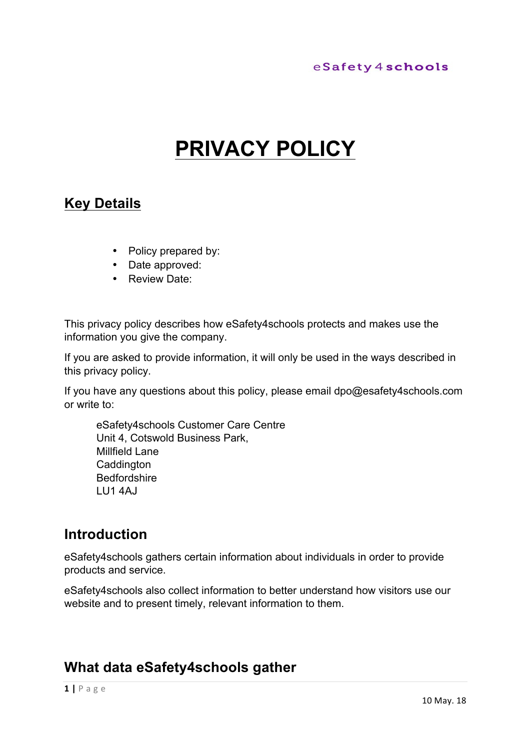# PRIVACY POLICY

## Key Details

- Policy prepared by:
- Date approved:
- Review Date:

This privacy policy describes how eSafety4schools protects and makes use the information you give the company.

If you are asked to provide information, it will only be used in the ways described in this privacy policy.

If you have any questions about this policy, please email dpo@esafety4schools.com or write to:

> eSafety4schools Customer Care Centre
> Unit 4, Cotswold Business Park,
> Millfield Lane
> Caddington
> Bedfordshire
> LU1 4AJ

## Introduction

eSafety4schools gathers certain information about individuals in order to provide products and service.

eSafety4schools also collect information to better understand how visitors use our website and to present timely, relevant information to them.

## What data eSafety4schools gather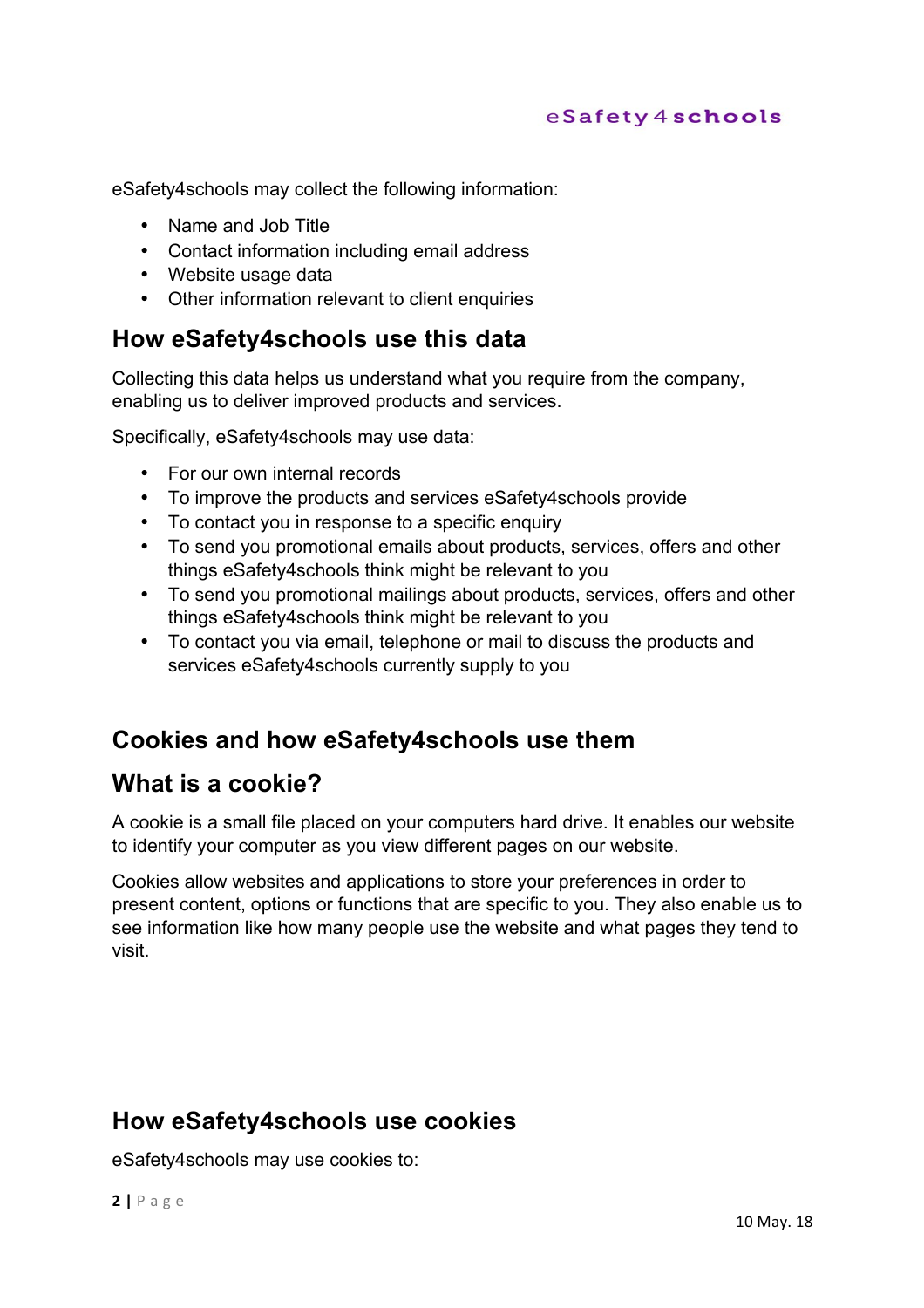eSafety4schools may collect the following information:

- Name and Job Title
- Contact information including email address
- Website usage data
- Other information relevant to client enquiries

## How eSafety4schools use this data

Collecting this data helps us understand what you require from the company, enabling us to deliver improved products and services.

Specifically, eSafety4schools may use data:

- For our own internal records
- To improve the products and services eSafety4schools provide
- To contact you in response to a specific enquiry
- To send you promotional emails about products, services, offers and other things eSafety4schools think might be relevant to you
- To send you promotional mailings about products, services, offers and other things eSafety4schools think might be relevant to you
- To contact you via email, telephone or mail to discuss the products and services eSafety4schools currently supply to you

## Cookies and how eSafety4schools use them

## What is a cookie?

A cookie is a small file placed on your computers hard drive. It enables our website to identify your computer as you view different pages on our website.

Cookies allow websites and applications to store your preferences in order to present content, options or functions that are specific to you. They also enable us to see information like how many people use the website and what pages they tend to visit.

## How eSafety4schools use cookies

eSafety4schools may use cookies to: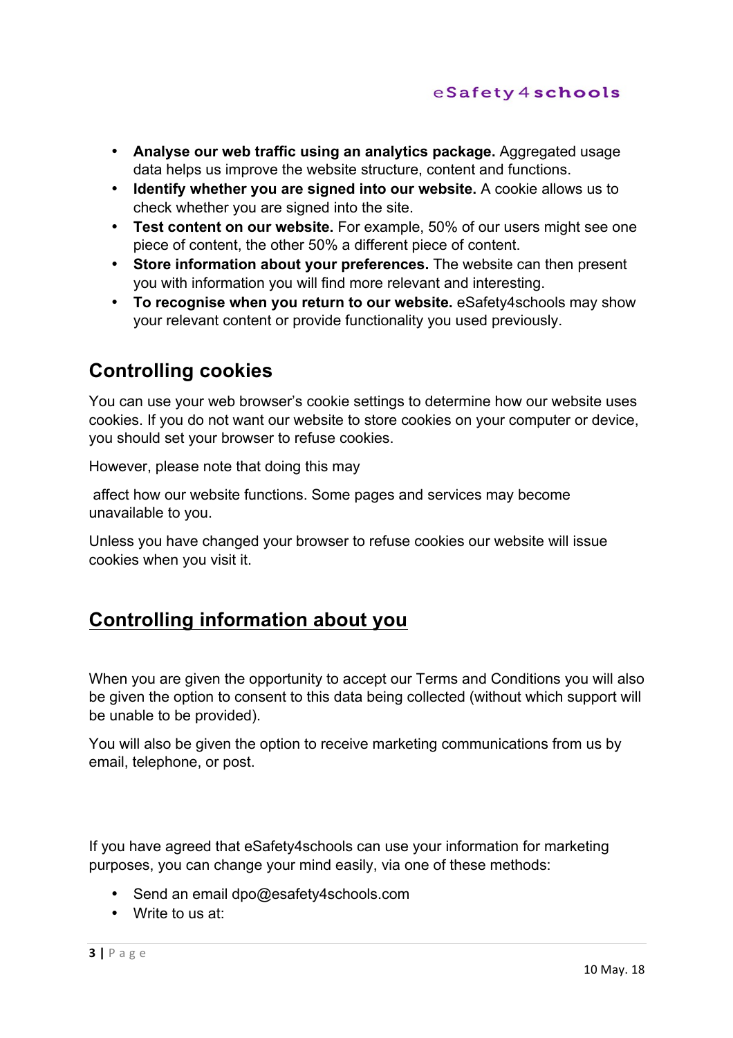- **Analyse our web traffic using an analytics package.** Aggregated usage data helps us improve the website structure, content and functions.
- **Identify whether you are signed into our website.** A cookie allows us to check whether you are signed into the site.
- **Test content on our website.** For example, 50% of our users might see one piece of content, the other 50% a different piece of content.
- **Store information about your preferences.** The website can then present you with information you will find more relevant and interesting.
- **To recognise when you return to our website.** eSafety4schools may show your relevant content or provide functionality you used previously.

## Controlling cookies

You can use your web browser's cookie settings to determine how our website uses cookies. If you do not want our website to store cookies on your computer or device, you should set your browser to refuse cookies.

However, please note that doing this may

affect how our website functions. Some pages and services may become unavailable to you.

Unless you have changed your browser to refuse cookies our website will issue cookies when you visit it.

## Controlling information about you

When you are given the opportunity to accept our Terms and Conditions you will also be given the option to consent to this data being collected (without which support will be unable to be provided).

You will also be given the option to receive marketing communications from us by email, telephone, or post.

If you have agreed that eSafety4schools can use your information for marketing purposes, you can change your mind easily, via one of these methods:

- Send an email dpo@esafety4schools.com
- Write to us at: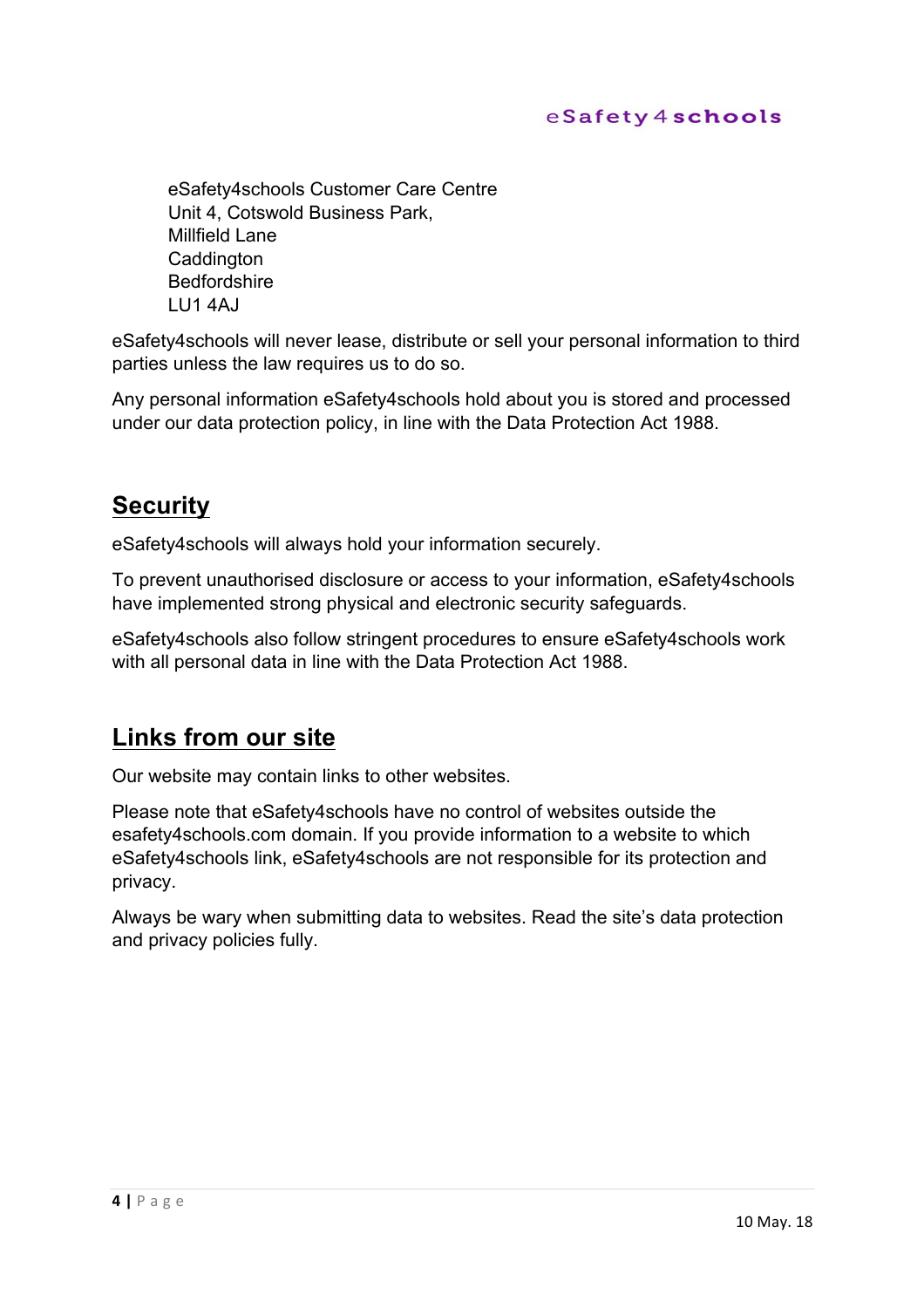eSafety4schools Customer Care Centre
Unit 4, Cotswold Business Park,
Millfield Lane
Caddington
Bedfordshire
LU1 4AJ

eSafety4schools will never lease, distribute or sell your personal information to third parties unless the law requires us to do so.

Any personal information eSafety4schools hold about you is stored and processed under our data protection policy, in line with the Data Protection Act 1988.

## Security

eSafety4schools will always hold your information securely.

To prevent unauthorised disclosure or access to your information, eSafety4schools have implemented strong physical and electronic security safeguards.

eSafety4schools also follow stringent procedures to ensure eSafety4schools work with all personal data in line with the Data Protection Act 1988.

## Links from our site

Our website may contain links to other websites.

Please note that eSafety4schools have no control of websites outside the esafety4schools.com domain. If you provide information to a website to which eSafety4schools link, eSafety4schools are not responsible for its protection and privacy.

Always be wary when submitting data to websites. Read the site's data protection and privacy policies fully.